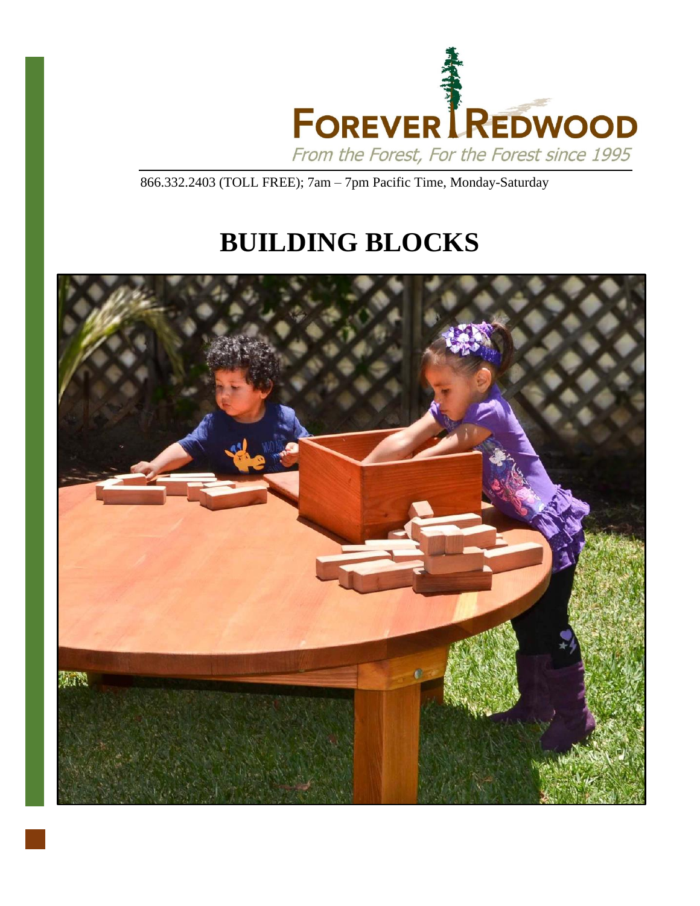FOREVER REDWOOD

*From the Forest, For the Forest since 1995*

866.332.2403 (TOLL FREE); 7am – 7pm Pacific Time, Monday-Saturday

# BUILDING BLOCKS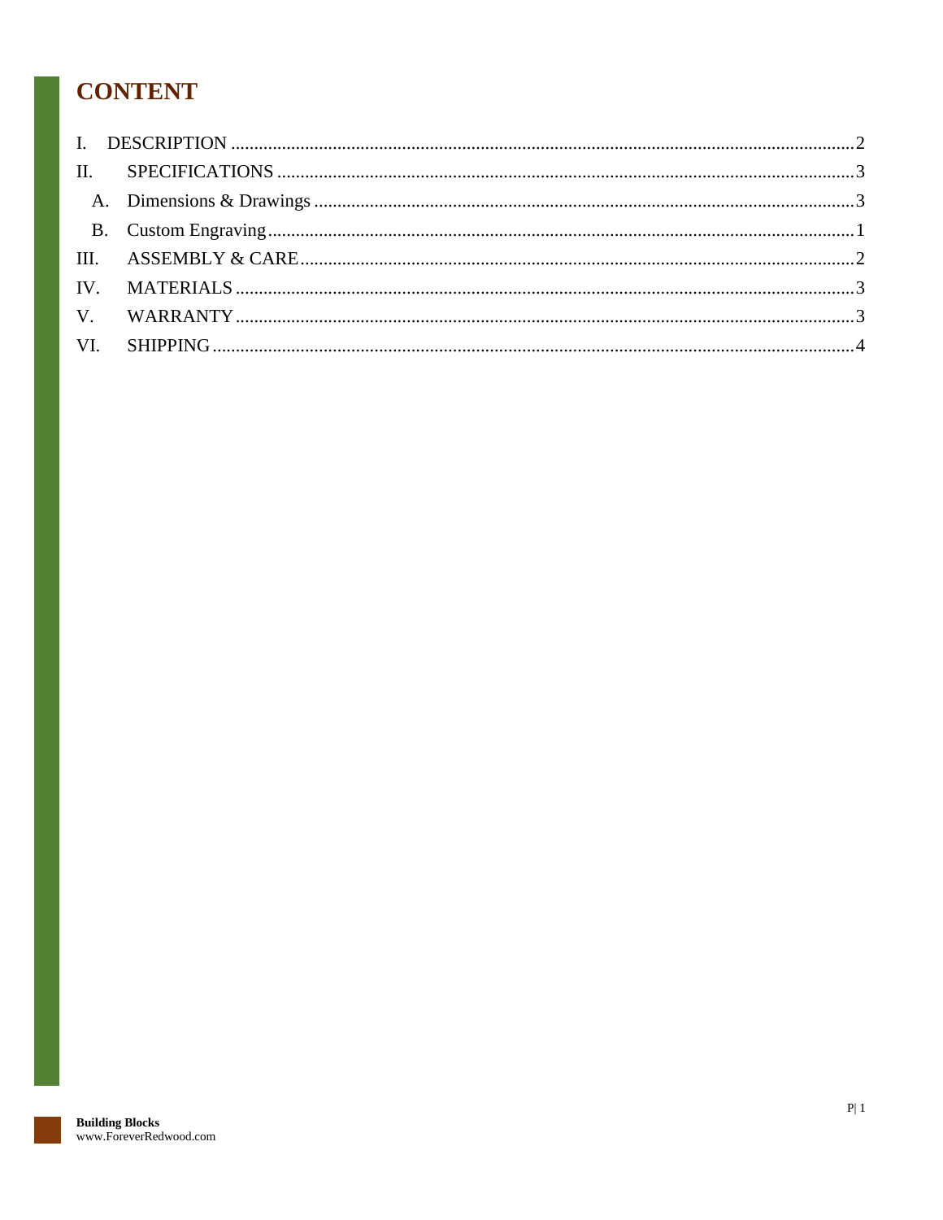# CONTENT

I. DESCRIPTION .......... 2

II. SPECIFICATIONS .......... 3

  A. Dimensions & Drawings .......... 3

  B. Custom Engraving .......... 1

III. ASSEMBLY & CARE .......... 2

IV. MATERIALS .......... 3

V. WARRANTY .......... 3

VI. SHIPPING .......... 4

**Building Blocks**
www.ForeverRedwood.com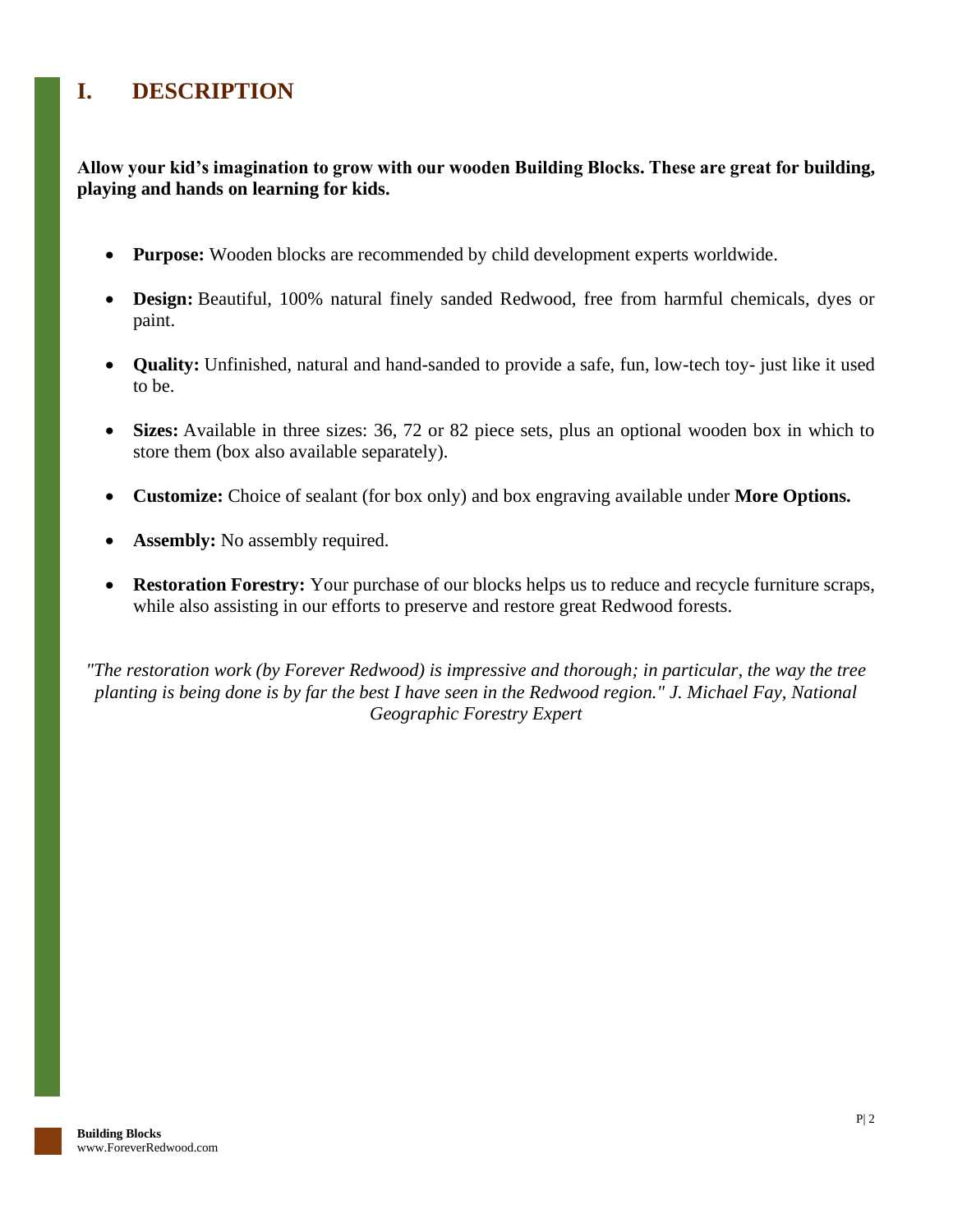# I. DESCRIPTION

**Allow your kid's imagination to grow with our wooden Building Blocks. These are great for building, playing and hands on learning for kids.**

- **Purpose:** Wooden blocks are recommended by child development experts worldwide.
- **Design:** Beautiful, 100% natural finely sanded Redwood, free from harmful chemicals, dyes or paint.
- **Quality:** Unfinished, natural and hand-sanded to provide a safe, fun, low-tech toy- just like it used to be.
- **Sizes:** Available in three sizes: 36, 72 or 82 piece sets, plus an optional wooden box in which to store them (box also available separately).
- **Customize:** Choice of sealant (for box only) and box engraving available under **More Options.**
- **Assembly:** No assembly required.
- **Restoration Forestry:** Your purchase of our blocks helps us to reduce and recycle furniture scraps, while also assisting in our efforts to preserve and restore great Redwood forests.

*"The restoration work (by Forever Redwood) is impressive and thorough; in particular, the way the tree planting is being done is by far the best I have seen in the Redwood region." J. Michael Fay, National Geographic Forestry Expert*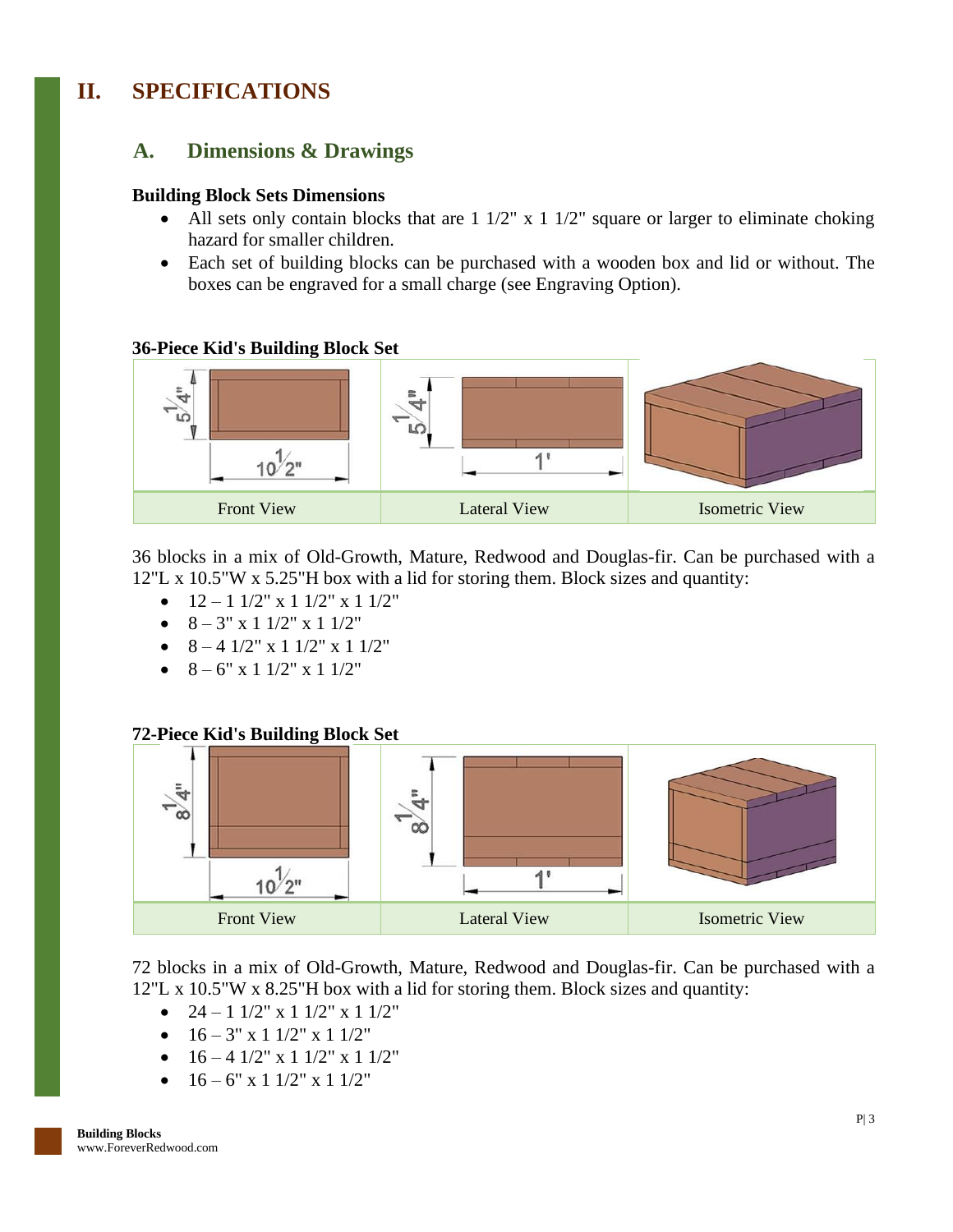# II. SPECIFICATIONS

## A. Dimensions & Drawings

**Building Block Sets Dimensions**

- All sets only contain blocks that are 1 1/2" x 1 1/2" square or larger to eliminate choking hazard for smaller children.
- Each set of building blocks can be purchased with a wooden box and lid or without. The boxes can be engraved for a small charge (see Engraving Option).

**36-Piece Kid's Building Block Set**

| Front View | Lateral View | Isometric View |
|---|---|---|

36 blocks in a mix of Old-Growth, Mature, Redwood and Douglas-fir. Can be purchased with a 12"L x 10.5"W x 5.25"H box with a lid for storing them. Block sizes and quantity:

- 12 – 1 1/2" x 1 1/2" x 1 1/2"
- 8 – 3" x 1 1/2" x 1 1/2"
- 8 – 4 1/2" x 1 1/2" x 1 1/2"
- 8 – 6" x 1 1/2" x 1 1/2"

**72-Piece Kid's Building Block Set**

| Front View | Lateral View | Isometric View |
|---|---|---|

72 blocks in a mix of Old-Growth, Mature, Redwood and Douglas-fir. Can be purchased with a 12"L x 10.5"W x 8.25"H box with a lid for storing them. Block sizes and quantity:

- 24 – 1 1/2" x 1 1/2" x 1 1/2"
- 16 – 3" x 1 1/2" x 1 1/2"
- 16 – 4 1/2" x 1 1/2" x 1 1/2"
- 16 – 6" x 1 1/2" x 1 1/2"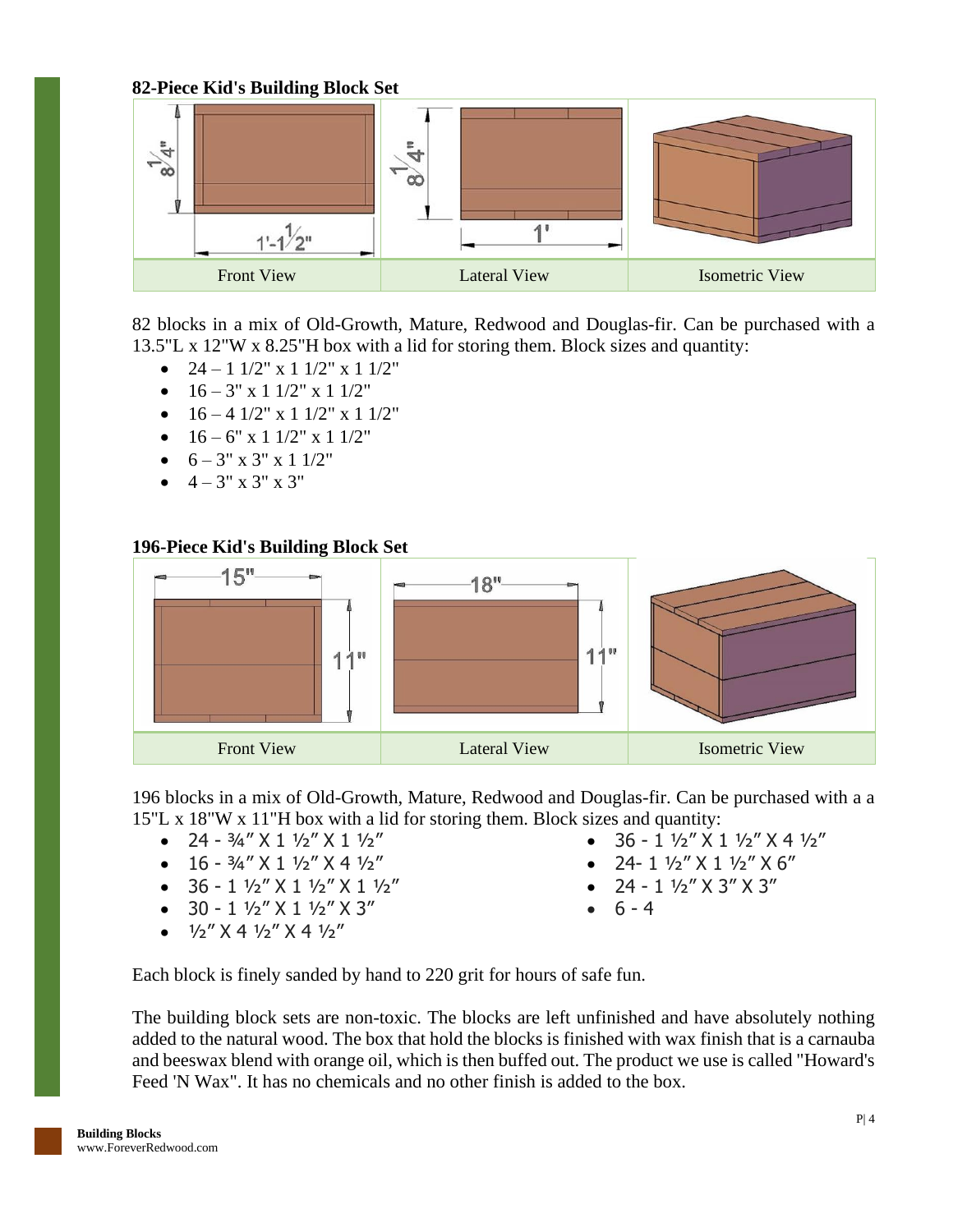**82-Piece Kid's Building Block Set**

| Front View | Lateral View | Isometric View |
|---|---|---|

82 blocks in a mix of Old-Growth, Mature, Redwood and Douglas-fir. Can be purchased with a 13.5"L x 12"W x 8.25"H box with a lid for storing them. Block sizes and quantity:

- 24 – 1 1/2" x 1 1/2" x 1 1/2"
- 16 – 3" x 1 1/2" x 1 1/2"
- 16 – 4 1/2" x 1 1/2" x 1 1/2"
- 16 – 6" x 1 1/2" x 1 1/2"
- 6 – 3" x 3" x 1 1/2"
- 4 – 3" x 3" x 3"

**196-Piece Kid's Building Block Set**

| Front View | Lateral View | Isometric View |
|---|---|---|

196 blocks in a mix of Old-Growth, Mature, Redwood and Douglas-fir. Can be purchased with a a 15"L x 18"W x 11"H box with a lid for storing them. Block sizes and quantity:

- 24 - ¾″ X 1 ½″ X 1 ½″
- 16 - ¾″ X 1 ½″ X 4 ½″
- 36 - 1 ½″ X 1 ½″ X 1 ½″
- 30 - 1 ½″ X 1 ½″ X 3″
- ½″ X 4 ½″ X 4 ½″
- 36 - 1 ½″ X 1 ½″ X 4 ½″
- 24- 1 ½″ X 1 ½″ X 6″
- 24 - 1 ½″ X 3″ X 3″
- 6 - 4

Each block is finely sanded by hand to 220 grit for hours of safe fun.

The building block sets are non-toxic. The blocks are left unfinished and have absolutely nothing added to the natural wood. The box that hold the blocks is finished with wax finish that is a carnauba and beeswax blend with orange oil, which is then buffed out. The product we use is called "Howard's Feed 'N Wax". It has no chemicals and no other finish is added to the box.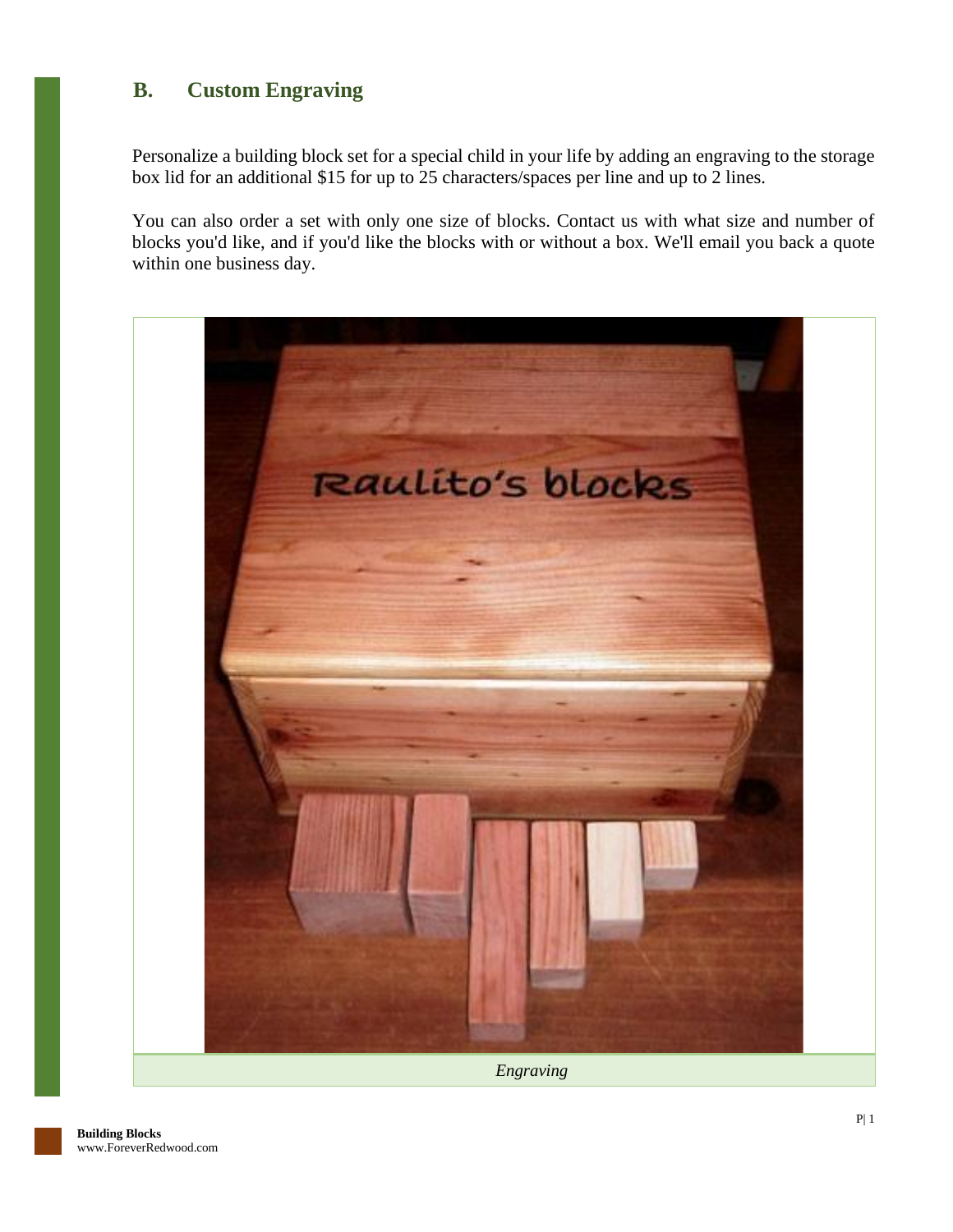## B. Custom Engraving

Personalize a building block set for a special child in your life by adding an engraving to the storage box lid for an additional $15 for up to 25 characters/spaces per line and up to 2 lines.

You can also order a set with only one size of blocks. Contact us with what size and number of blocks you'd like, and if you'd like the blocks with or without a box. We'll email you back a quote within one business day.

*Engraving*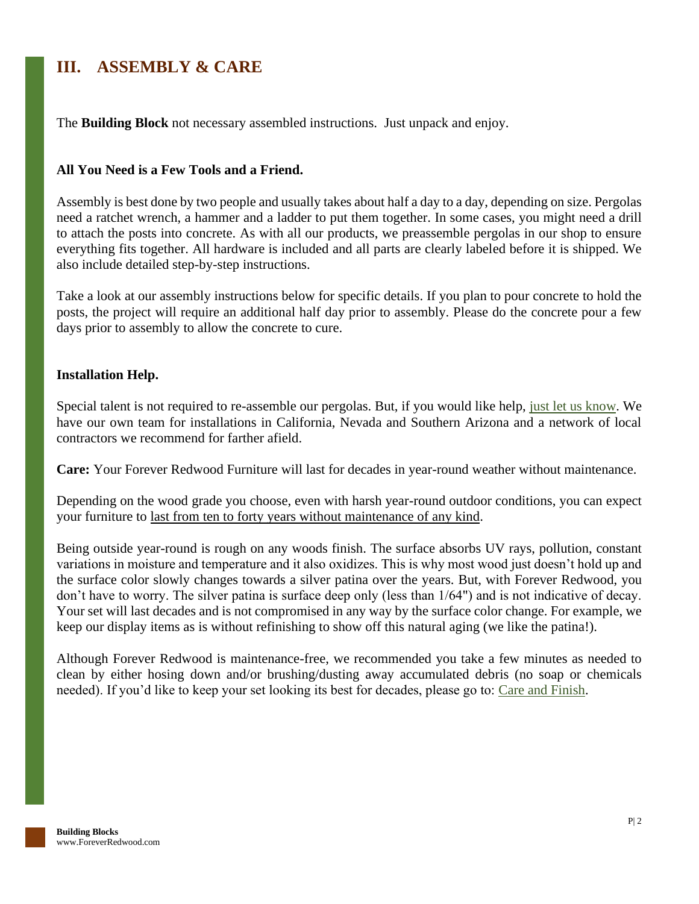## III. ASSEMBLY & CARE

The **Building Block** not necessary assembled instructions. Just unpack and enjoy.

**All You Need is a Few Tools and a Friend.**

Assembly is best done by two people and usually takes about half a day to a day, depending on size. Pergolas need a ratchet wrench, a hammer and a ladder to put them together. In some cases, you might need a drill to attach the posts into concrete. As with all our products, we preassemble pergolas in our shop to ensure everything fits together. All hardware is included and all parts are clearly labeled before it is shipped. We also include detailed step-by-step instructions.

Take a look at our assembly instructions below for specific details. If you plan to pour concrete to hold the posts, the project will require an additional half day prior to assembly. Please do the concrete pour a few days prior to assembly to allow the concrete to cure.

**Installation Help.**

Special talent is not required to re-assemble our pergolas. But, if you would like help, just let us know. We have our own team for installations in California, Nevada and Southern Arizona and a network of local contractors we recommend for farther afield.

**Care:** Your Forever Redwood Furniture will last for decades in year-round weather without maintenance.

Depending on the wood grade you choose, even with harsh year-round outdoor conditions, you can expect your furniture to last from ten to forty years without maintenance of any kind.

Being outside year-round is rough on any woods finish. The surface absorbs UV rays, pollution, constant variations in moisture and temperature and it also oxidizes. This is why most wood just doesn't hold up and the surface color slowly changes towards a silver patina over the years. But, with Forever Redwood, you don't have to worry. The silver patina is surface deep only (less than 1/64") and is not indicative of decay. Your set will last decades and is not compromised in any way by the surface color change. For example, we keep our display items as is without refinishing to show off this natural aging (we like the patina!).

Although Forever Redwood is maintenance-free, we recommended you take a few minutes as needed to clean by either hosing down and/or brushing/dusting away accumulated debris (no soap or chemicals needed). If you'd like to keep your set looking its best for decades, please go to: Care and Finish.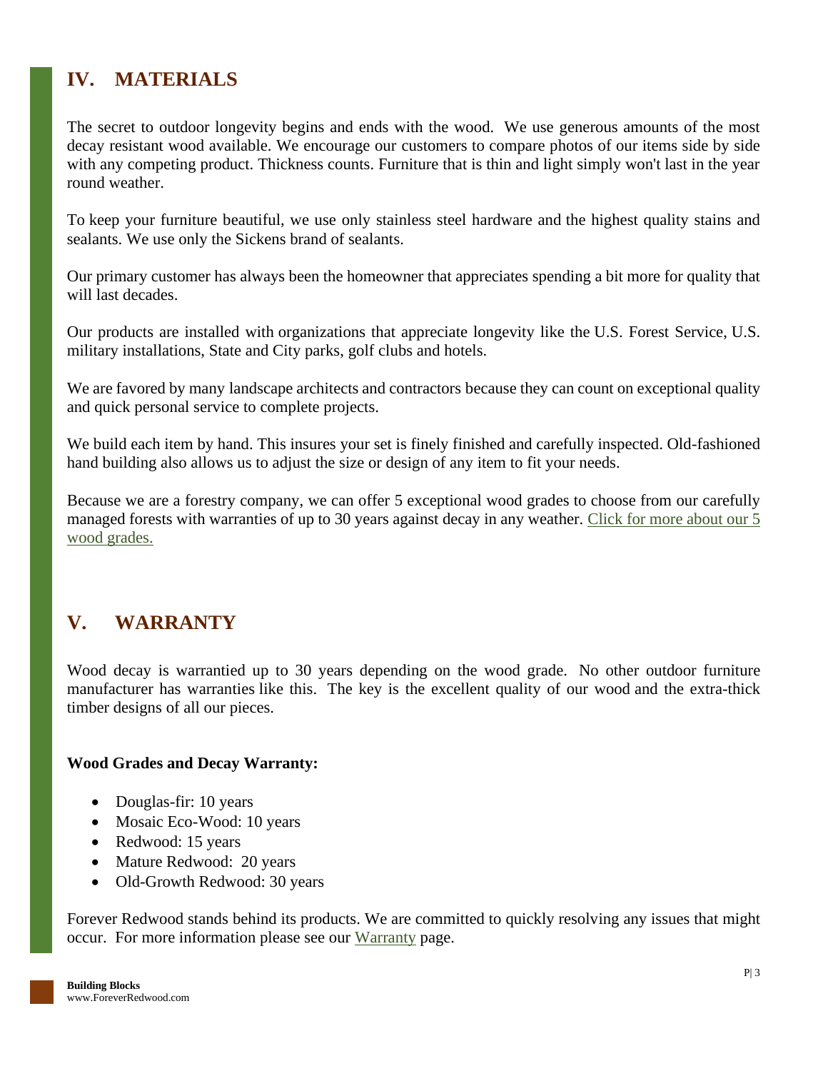## IV. MATERIALS

The secret to outdoor longevity begins and ends with the wood. We use generous amounts of the most decay resistant wood available. We encourage our customers to compare photos of our items side by side with any competing product. Thickness counts. Furniture that is thin and light simply won't last in the year round weather.

To keep your furniture beautiful, we use only stainless steel hardware and the highest quality stains and sealants. We use only the Sickens brand of sealants.

Our primary customer has always been the homeowner that appreciates spending a bit more for quality that will last decades.

Our products are installed with organizations that appreciate longevity like the U.S. Forest Service, U.S. military installations, State and City parks, golf clubs and hotels.

We are favored by many landscape architects and contractors because they can count on exceptional quality and quick personal service to complete projects.

We build each item by hand. This insures your set is finely finished and carefully inspected. Old-fashioned hand building also allows us to adjust the size or design of any item to fit your needs.

Because we are a forestry company, we can offer 5 exceptional wood grades to choose from our carefully managed forests with warranties of up to 30 years against decay in any weather. Click for more about our 5 wood grades.

## V. WARRANTY

Wood decay is warrantied up to 30 years depending on the wood grade. No other outdoor furniture manufacturer has warranties like this. The key is the excellent quality of our wood and the extra-thick timber designs of all our pieces.

**Wood Grades and Decay Warranty:**

- Douglas-fir: 10 years
- Mosaic Eco-Wood: 10 years
- Redwood: 15 years
- Mature Redwood: 20 years
- Old-Growth Redwood: 30 years

Forever Redwood stands behind its products. We are committed to quickly resolving any issues that might occur. For more information please see our Warranty page.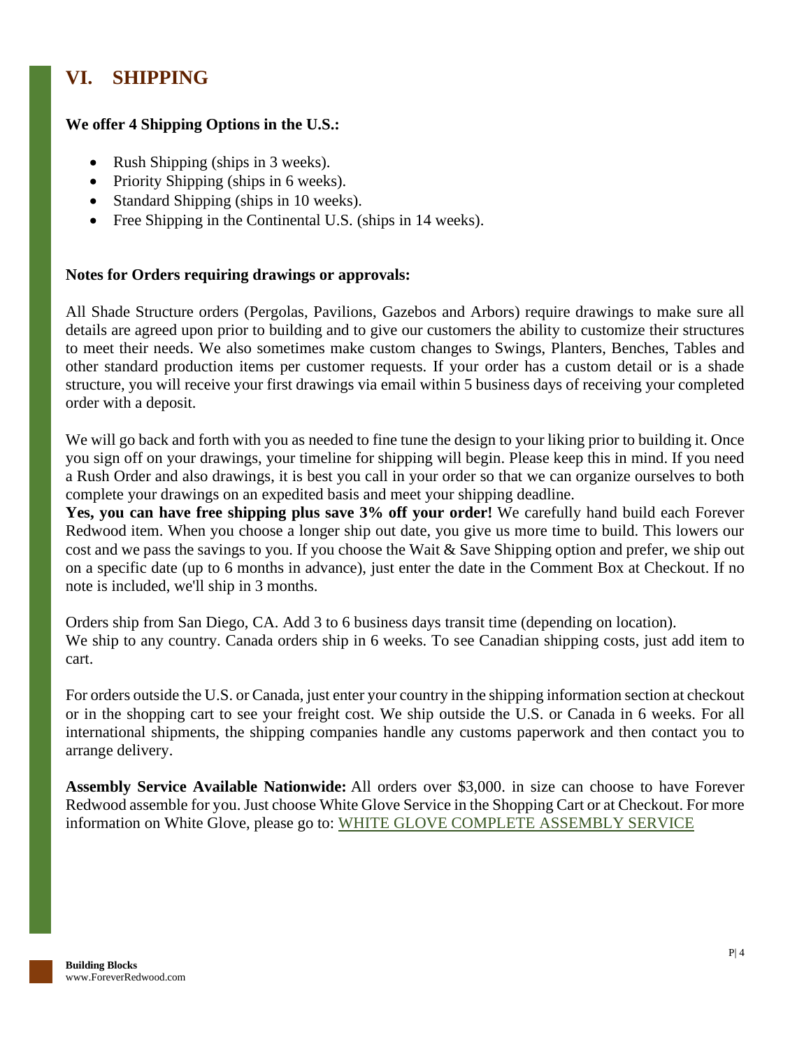# VI. SHIPPING

**We offer 4 Shipping Options in the U.S.:**

- Rush Shipping (ships in 3 weeks).
- Priority Shipping (ships in 6 weeks).
- Standard Shipping (ships in 10 weeks).
- Free Shipping in the Continental U.S. (ships in 14 weeks).

**Notes for Orders requiring drawings or approvals:**

All Shade Structure orders (Pergolas, Pavilions, Gazebos and Arbors) require drawings to make sure all details are agreed upon prior to building and to give our customers the ability to customize their structures to meet their needs. We also sometimes make custom changes to Swings, Planters, Benches, Tables and other standard production items per customer requests. If your order has a custom detail or is a shade structure, you will receive your first drawings via email within 5 business days of receiving your completed order with a deposit.

We will go back and forth with you as needed to fine tune the design to your liking prior to building it. Once you sign off on your drawings, your timeline for shipping will begin. Please keep this in mind. If you need a Rush Order and also drawings, it is best you call in your order so that we can organize ourselves to both complete your drawings on an expedited basis and meet your shipping deadline.

**Yes, you can have free shipping plus save 3% off your order!** We carefully hand build each Forever Redwood item. When you choose a longer ship out date, you give us more time to build. This lowers our cost and we pass the savings to you. If you choose the Wait & Save Shipping option and prefer, we ship out on a specific date (up to 6 months in advance), just enter the date in the Comment Box at Checkout. If no note is included, we'll ship in 3 months.

Orders ship from San Diego, CA. Add 3 to 6 business days transit time (depending on location).
We ship to any country. Canada orders ship in 6 weeks. To see Canadian shipping costs, just add item to cart.

For orders outside the U.S. or Canada, just enter your country in the shipping information section at checkout or in the shopping cart to see your freight cost. We ship outside the U.S. or Canada in 6 weeks. For all international shipments, the shipping companies handle any customs paperwork and then contact you to arrange delivery.

**Assembly Service Available Nationwide:** All orders over $3,000. in size can choose to have Forever Redwood assemble for you. Just choose White Glove Service in the Shopping Cart or at Checkout. For more information on White Glove, please go to: WHITE GLOVE COMPLETE ASSEMBLY SERVICE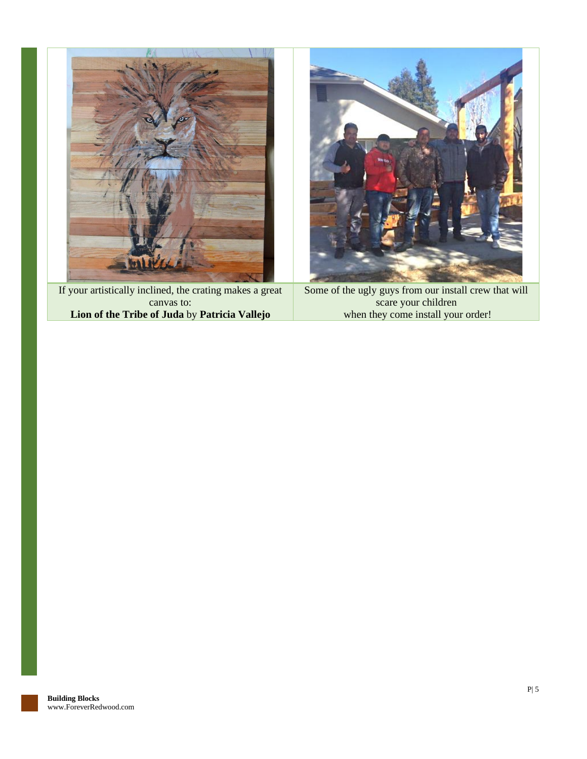If your artistically inclined, the crating makes a great canvas to:
**Lion of the Tribe of Juda** by **Patricia Vallejo**

Some of the ugly guys from our install crew that will scare your children when they come install your order!